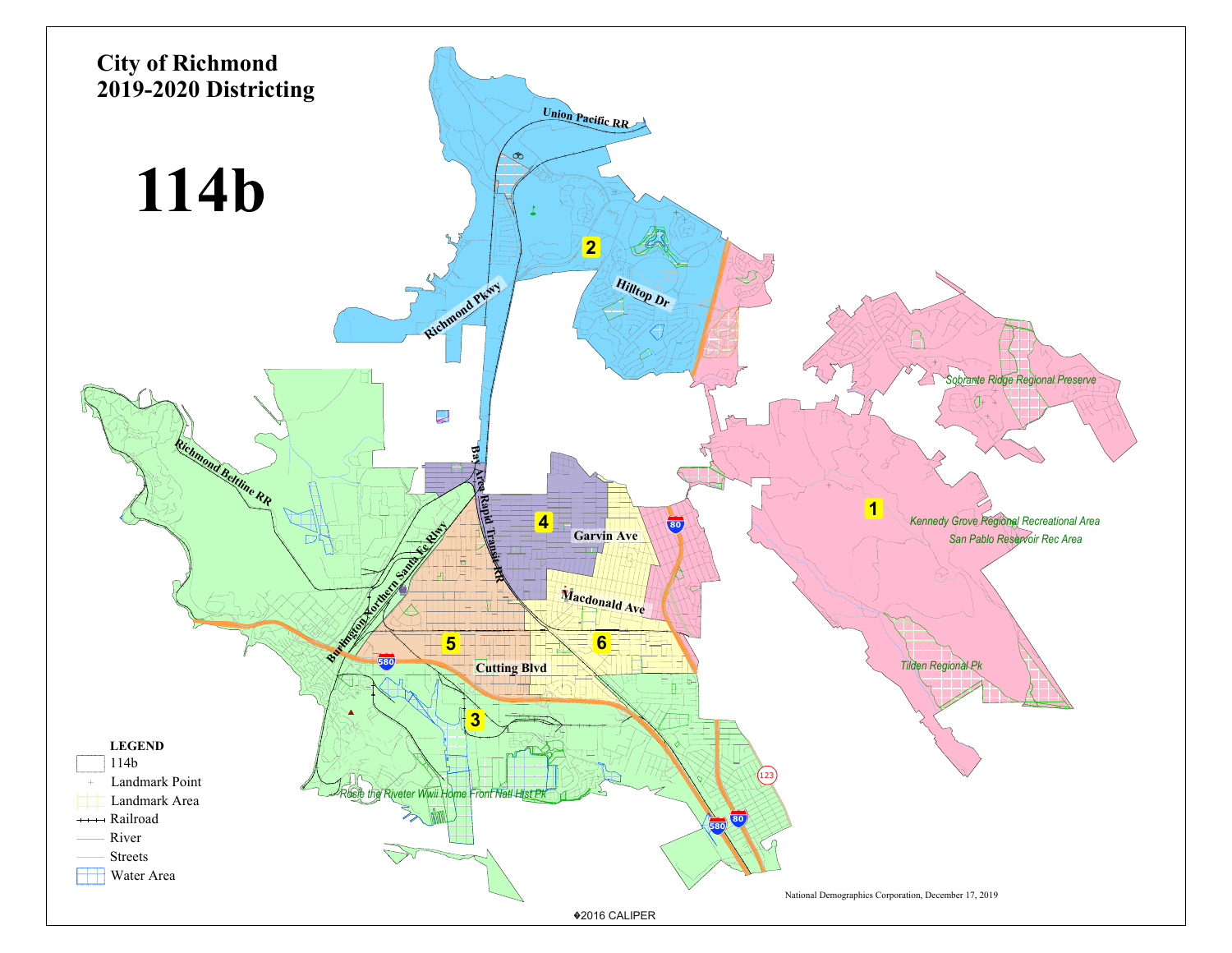# City of Richmond
# 2019-2020 Districting

# 114b

Union Pacific RR

2

Hilltop Dr

Richmond Pkwy

Sobrante Ridge Regional Preserve

Richmond Beltline RR

Bay Area Rapid Transit RR

1

Kennedy Grove Regional Recreational Area

San Pablo Reservoir Rec Area

4

Garvin Ave

80

Burlington Northern Santa Fe Rlwy

Macdonald Ave

5

6

580

Cutting Blvd

Tilden Regional Pk

3

123

Rosie the Riveter Wwii Home Front Natl Hist Pk

580

80

**LEGEND**

- 114b
- Landmark Point
- Landmark Area
- Railroad
- River
- Streets
- Water Area

National Demographics Corporation, December 17, 2019

©2016 CALIPER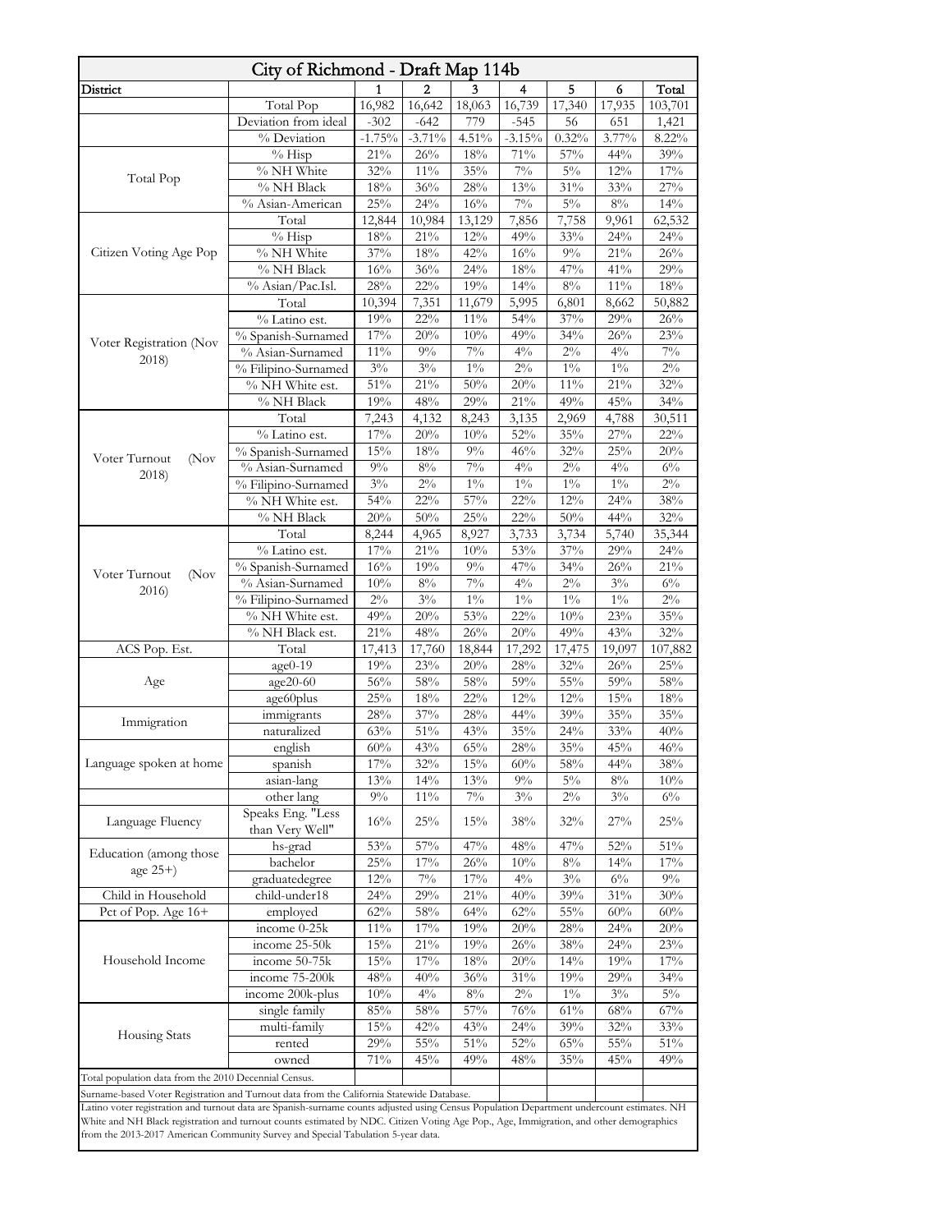# City of Richmond - Draft Map 114b

| District | | 1 | 2 | 3 | 4 | 5 | 6 | Total |
|---|---|---|---|---|---|---|---|---|
| | Total Pop | 16,982 | 16,642 | 18,063 | 16,739 | 17,340 | 17,935 | 103,701 |
| | Deviation from ideal | -302 | -642 | 779 | -545 | 56 | 651 | 1,421 |
| | % Deviation | -1.75% | -3.71% | 4.51% | -3.15% | 0.32% | 3.77% | 8.22% |
| Total Pop | % Hisp | 21% | 26% | 18% | 71% | 57% | 44% | 39% |
| | % NH White | 32% | 11% | 35% | 7% | 5% | 12% | 17% |
| | % NH Black | 18% | 36% | 28% | 13% | 31% | 33% | 27% |
| | % Asian-American | 25% | 24% | 16% | 7% | 5% | 8% | 14% |
| Citizen Voting Age Pop | Total | 12,844 | 10,984 | 13,129 | 7,856 | 7,758 | 9,961 | 62,532 |
| | % Hisp | 18% | 21% | 12% | 49% | 33% | 24% | 24% |
| | % NH White | 37% | 18% | 42% | 16% | 9% | 21% | 26% |
| | % NH Black | 16% | 36% | 24% | 18% | 47% | 41% | 29% |
| | % Asian/Pac.Isl. | 28% | 22% | 19% | 14% | 8% | 11% | 18% |
| Voter Registration (Nov 2018) | Total | 10,394 | 7,351 | 11,679 | 5,995 | 6,801 | 8,662 | 50,882 |
| | % Latino est. | 19% | 22% | 11% | 54% | 37% | 29% | 26% |
| | % Spanish-Surnamed | 17% | 20% | 10% | 49% | 34% | 26% | 23% |
| | % Asian-Surnamed | 11% | 9% | 7% | 4% | 2% | 4% | 7% |
| | % Filipino-Surnamed | 3% | 3% | 1% | 2% | 1% | 1% | 2% |
| | % NH White est. | 51% | 21% | 50% | 20% | 11% | 21% | 32% |
| | % NH Black | 19% | 48% | 29% | 21% | 49% | 45% | 34% |
| Voter Turnout (Nov 2018) | Total | 7,243 | 4,132 | 8,243 | 3,135 | 2,969 | 4,788 | 30,511 |
| | % Latino est. | 17% | 20% | 10% | 52% | 35% | 27% | 22% |
| | % Spanish-Surnamed | 15% | 18% | 9% | 46% | 32% | 25% | 20% |
| | % Asian-Surnamed | 9% | 8% | 7% | 4% | 2% | 4% | 6% |
| | % Filipino-Surnamed | 3% | 2% | 1% | 1% | 1% | 1% | 2% |
| | % NH White est. | 54% | 22% | 57% | 22% | 12% | 24% | 38% |
| | % NH Black | 20% | 50% | 25% | 22% | 50% | 44% | 32% |
| Voter Turnout (Nov 2016) | Total | 8,244 | 4,965 | 8,927 | 3,733 | 3,734 | 5,740 | 35,344 |
| | % Latino est. | 17% | 21% | 10% | 53% | 37% | 29% | 24% |
| | % Spanish-Surnamed | 16% | 19% | 9% | 47% | 34% | 26% | 21% |
| | % Asian-Surnamed | 10% | 8% | 7% | 4% | 2% | 3% | 6% |
| | % Filipino-Surnamed | 2% | 3% | 1% | 1% | 1% | 1% | 2% |
| | % NH White est. | 49% | 20% | 53% | 22% | 10% | 23% | 35% |
| | % NH Black est. | 21% | 48% | 26% | 20% | 49% | 43% | 32% |
| ACS Pop. Est. | Total | 17,413 | 17,760 | 18,844 | 17,292 | 17,475 | 19,097 | 107,882 |
| Age | age0-19 | 19% | 23% | 20% | 28% | 32% | 26% | 25% |
| | age20-60 | 56% | 58% | 58% | 59% | 55% | 59% | 58% |
| | age60plus | 25% | 18% | 22% | 12% | 12% | 15% | 18% |
| Immigration | immigrants | 28% | 37% | 28% | 44% | 39% | 35% | 35% |
| | naturalized | 63% | 51% | 43% | 35% | 24% | 33% | 40% |
| Language spoken at home | english | 60% | 43% | 65% | 28% | 35% | 45% | 46% |
| | spanish | 17% | 32% | 15% | 60% | 58% | 44% | 38% |
| | asian-lang | 13% | 14% | 13% | 9% | 5% | 8% | 10% |
| | other lang | 9% | 11% | 7% | 3% | 2% | 3% | 6% |
| Language Fluency | Speaks Eng. "Less than Very Well" | 16% | 25% | 15% | 38% | 32% | 27% | 25% |
| Education (among those age 25+) | hs-grad | 53% | 57% | 47% | 48% | 47% | 52% | 51% |
| | bachelor | 25% | 17% | 26% | 10% | 8% | 14% | 17% |
| | graduatedegree | 12% | 7% | 17% | 4% | 3% | 6% | 9% |
| Child in Household | child-under18 | 24% | 29% | 21% | 40% | 39% | 31% | 30% |
| Pct of Pop. Age 16+ | employed | 62% | 58% | 64% | 62% | 55% | 60% | 60% |
| Household Income | income 0-25k | 11% | 17% | 19% | 20% | 28% | 24% | 20% |
| | income 25-50k | 15% | 21% | 19% | 26% | 38% | 24% | 23% |
| | income 50-75k | 15% | 17% | 18% | 20% | 14% | 19% | 17% |
| | income 75-200k | 48% | 40% | 36% | 31% | 19% | 29% | 34% |
| | income 200k-plus | 10% | 4% | 8% | 2% | 1% | 3% | 5% |
| Housing Stats | single family | 85% | 58% | 57% | 76% | 61% | 68% | 67% |
| | multi-family | 15% | 42% | 43% | 24% | 39% | 32% | 33% |
| | rented | 29% | 55% | 51% | 52% | 65% | 55% | 51% |
| | owned | 71% | 45% | 49% | 48% | 35% | 45% | 49% |

Total population data from the 2010 Decennial Census.

Surname-based Voter Registration and Turnout data from the California Statewide Database.

Latino voter registration and turnout data are Spanish-surname counts adjusted using Census Population Department undercount estimates. NH White and NH Black registration and turnout counts estimated by NDC. Citizen Voting Age Pop., Age, Immigration, and other demographics from the 2013-2017 American Community Survey and Special Tabulation 5-year data.